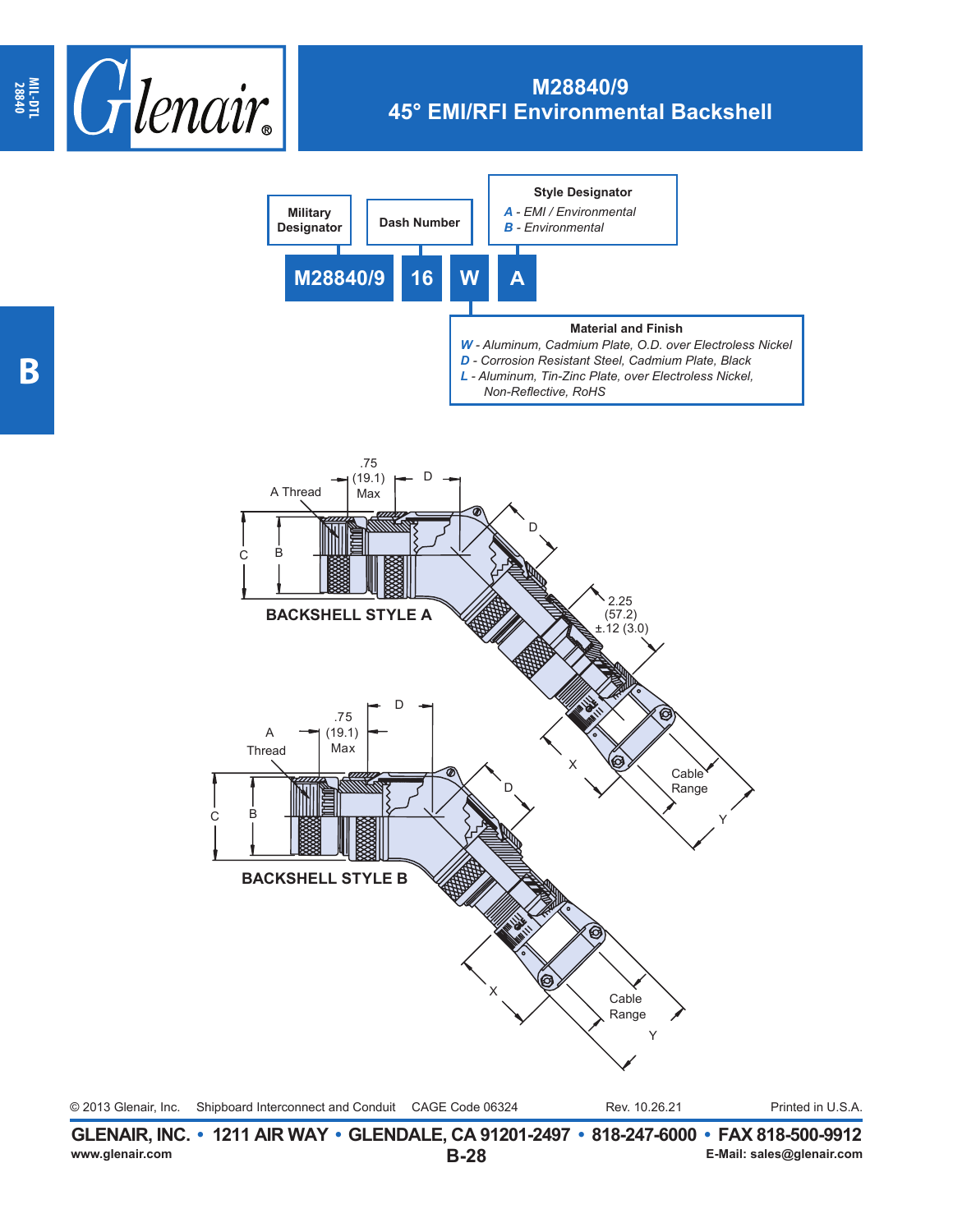# M28840/9
## 45° EMI/RFI Environmental Backshell

**M28840/9 16 W A**

- **Military Designator**: M28840/9
- **Dash Number**: 16
- **Material and Finish**: W
- **Style Designator**: A

**Style Designator**
*A - EMI / Environmental*
*B - Environmental*

**Material and Finish**
*W - Aluminum, Cadmium Plate, O.D. over Electroless Nickel*
*D - Corrosion Resistant Steel, Cadmium Plate, Black*
*L - Aluminum, Tin-Zinc Plate, over Electroless Nickel, Non-Reflective, RoHS*

A Thread .75 (19.1) Max D C B D 2.25 (57.2) ±.12 (3.0) X Cable Range Y

**BACKSHELL STYLE A**

A Thread .75 (19.1) Max D C B D X Cable Range Y

**BACKSHELL STYLE B**

© 2013 Glenair, Inc. Shipboard Interconnect and Conduit CAGE Code 06324 Rev. 10.26.21 Printed in U.S.A.

**GLENAIR, INC. • 1211 AIR WAY • GLENDALE, CA 91201-2497 • 818-247-6000 • FAX 818-500-9912**
www.glenair.com E-Mail: sales@glenair.com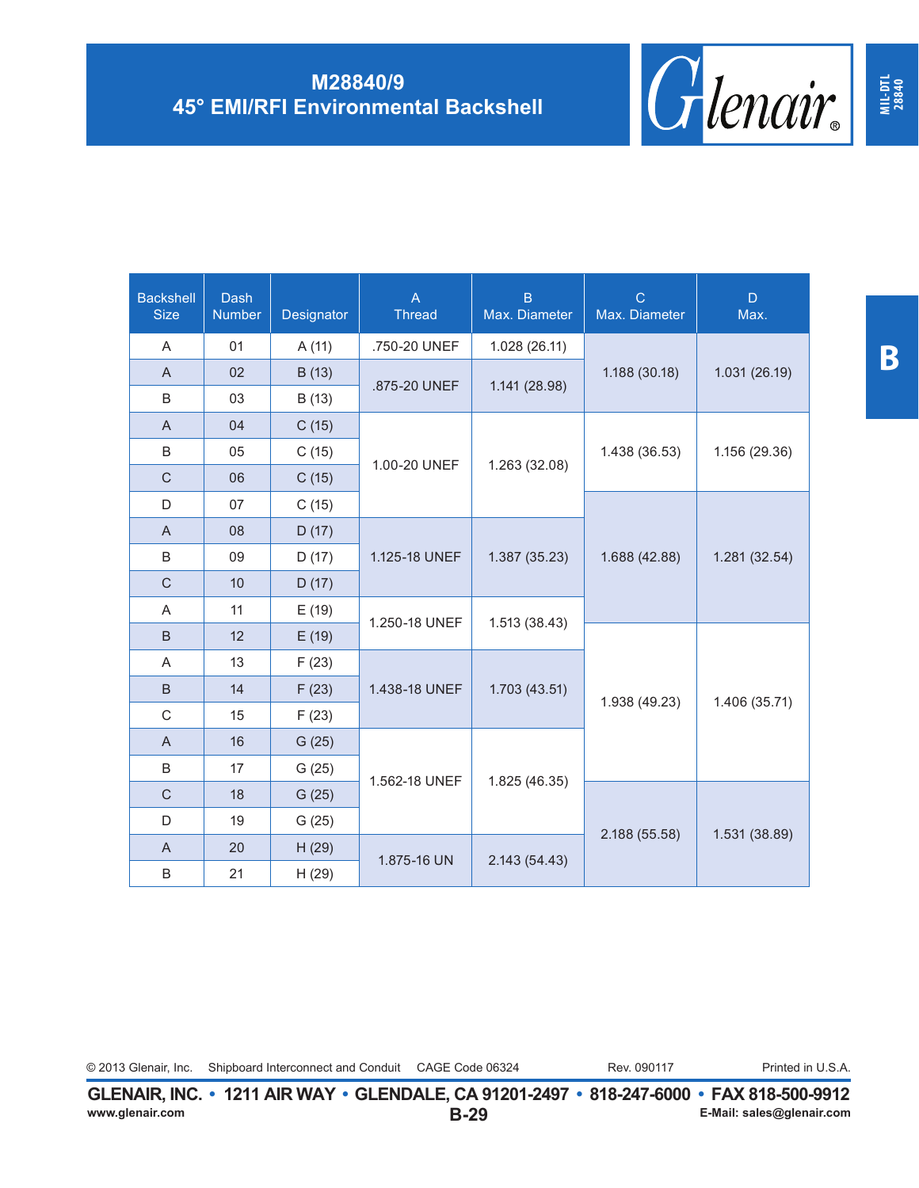# M28840/9
## 45° EMI/RFI Environmental Backshell

| Backshell Size | Dash Number | Designator | A Thread | B Max. Diameter | C Max. Diameter | D Max. |
|---|---|---|---|---|---|---|
| A | 01 | A (11) | .750-20 UNEF | 1.028 (26.11) | 1.188 (30.18) | 1.031 (26.19) |
| A | 02 | B (13) | .875-20 UNEF | 1.141 (28.98) | 1.188 (30.18) | 1.031 (26.19) |
| B | 03 | B (13) | .875-20 UNEF | 1.141 (28.98) | 1.188 (30.18) | 1.031 (26.19) |
| A | 04 | C (15) | 1.00-20 UNEF | 1.263 (32.08) | 1.438 (36.53) | 1.156 (29.36) |
| B | 05 | C (15) | 1.00-20 UNEF | 1.263 (32.08) | 1.438 (36.53) | 1.156 (29.36) |
| C | 06 | C (15) | 1.00-20 UNEF | 1.263 (32.08) | 1.438 (36.53) | 1.156 (29.36) |
| D | 07 | C (15) | 1.00-20 UNEF | 1.263 (32.08) | 1.688 (42.88) | 1.281 (32.54) |
| A | 08 | D (17) | 1.125-18 UNEF | 1.387 (35.23) | 1.688 (42.88) | 1.281 (32.54) |
| B | 09 | D (17) | 1.125-18 UNEF | 1.387 (35.23) | 1.688 (42.88) | 1.281 (32.54) |
| C | 10 | D (17) | 1.125-18 UNEF | 1.387 (35.23) | 1.688 (42.88) | 1.281 (32.54) |
| A | 11 | E (19) | 1.250-18 UNEF | 1.513 (38.43) | 1.688 (42.88) | 1.281 (32.54) |
| B | 12 | E (19) | 1.250-18 UNEF | 1.513 (38.43) | 1.938 (49.23) | 1.406 (35.71) |
| A | 13 | F (23) | 1.438-18 UNEF | 1.703 (43.51) | 1.938 (49.23) | 1.406 (35.71) |
| B | 14 | F (23) | 1.438-18 UNEF | 1.703 (43.51) | 1.938 (49.23) | 1.406 (35.71) |
| C | 15 | F (23) | 1.438-18 UNEF | 1.703 (43.51) | 1.938 (49.23) | 1.406 (35.71) |
| A | 16 | G (25) | 1.562-18 UNEF | 1.825 (46.35) | 1.938 (49.23) | 1.406 (35.71) |
| B | 17 | G (25) | 1.562-18 UNEF | 1.825 (46.35) | 1.938 (49.23) | 1.406 (35.71) |
| C | 18 | G (25) | 1.562-18 UNEF | 1.825 (46.35) | 2.188 (55.58) | 1.531 (38.89) |
| D | 19 | G (25) | 1.562-18 UNEF | 1.825 (46.35) | 2.188 (55.58) | 1.531 (38.89) |
| A | 20 | H (29) | 1.875-16 UN | 2.143 (54.43) | 2.188 (55.58) | 1.531 (38.89) |
| B | 21 | H (29) | 1.875-16 UN | 2.143 (54.43) | 2.188 (55.58) | 1.531 (38.89) |

© 2013 Glenair, Inc. Shipboard Interconnect and Conduit CAGE Code 06324 Rev. 090117 Printed in U.S.A.

**GLENAIR, INC. • 1211 AIR WAY • GLENDALE, CA 91201-2497 • 818-247-6000 • FAX 818-500-9912**

www.glenair.com E-Mail: sales@glenair.com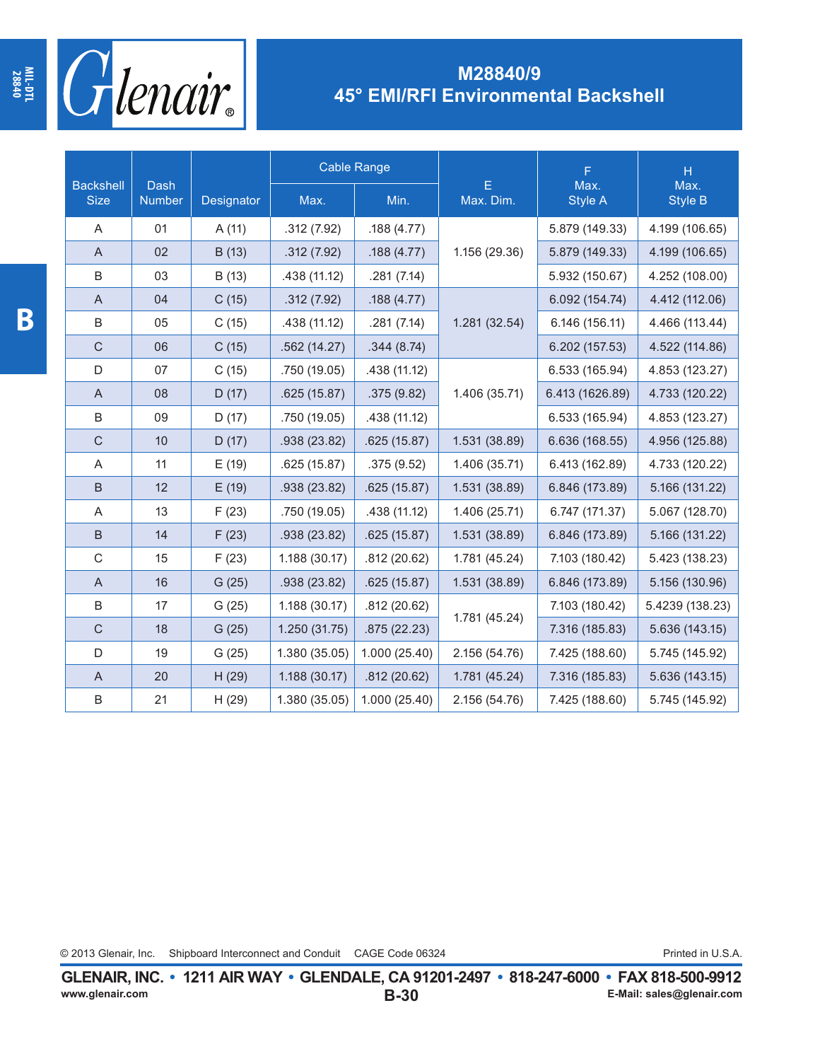# M28840/9
## 45° EMI/RFI Environmental Backshell

| Backshell Size | Dash Number | Designator | Cable Range | | E Max. Dim. | F Max. Style A | H Max. Style B |
|---|---|---|---|---|---|---|---|
| | | | Max. | Min. | | | |
| A | 01 | A (11) | .312 (7.92) | .188 (4.77) | 1.156 (29.36) | 5.879 (149.33) | 4.199 (106.65) |
| A | 02 | B (13) | .312 (7.92) | .188 (4.77) | 1.156 (29.36) | 5.879 (149.33) | 4.199 (106.65) |
| B | 03 | B (13) | .438 (11.12) | .281 (7.14) | 1.156 (29.36) | 5.932 (150.67) | 4.252 (108.00) |
| A | 04 | C (15) | .312 (7.92) | .188 (4.77) | 1.281 (32.54) | 6.092 (154.74) | 4.412 (112.06) |
| B | 05 | C (15) | .438 (11.12) | .281 (7.14) | 1.281 (32.54) | 6.146 (156.11) | 4.466 (113.44) |
| C | 06 | C (15) | .562 (14.27) | .344 (8.74) | 1.281 (32.54) | 6.202 (157.53) | 4.522 (114.86) |
| D | 07 | C (15) | .750 (19.05) | .438 (11.12) | 1.406 (35.71) | 6.533 (165.94) | 4.853 (123.27) |
| A | 08 | D (17) | .625 (15.87) | .375 (9.82) | 1.406 (35.71) | 6.413 (1626.89) | 4.733 (120.22) |
| B | 09 | D (17) | .750 (19.05) | .438 (11.12) | 1.406 (35.71) | 6.533 (165.94) | 4.853 (123.27) |
| C | 10 | D (17) | .938 (23.82) | .625 (15.87) | 1.531 (38.89) | 6.636 (168.55) | 4.956 (125.88) |
| A | 11 | E (19) | .625 (15.87) | .375 (9.52) | 1.406 (35.71) | 6.413 (162.89) | 4.733 (120.22) |
| B | 12 | E (19) | .938 (23.82) | .625 (15.87) | 1.531 (38.89) | 6.846 (173.89) | 5.166 (131.22) |
| A | 13 | F (23) | .750 (19.05) | .438 (11.12) | 1.406 (25.71) | 6.747 (171.37) | 5.067 (128.70) |
| B | 14 | F (23) | .938 (23.82) | .625 (15.87) | 1.531 (38.89) | 6.846 (173.89) | 5.166 (131.22) |
| C | 15 | F (23) | 1.188 (30.17) | .812 (20.62) | 1.781 (45.24) | 7.103 (180.42) | 5.423 (138.23) |
| A | 16 | G (25) | .938 (23.82) | .625 (15.87) | 1.531 (38.89) | 6.846 (173.89) | 5.156 (130.96) |
| B | 17 | G (25) | 1.188 (30.17) | .812 (20.62) | 1.781 (45.24) | 7.103 (180.42) | 5.4239 (138.23) |
| C | 18 | G (25) | 1.250 (31.75) | .875 (22.23) | 1.781 (45.24) | 7.316 (185.83) | 5.636 (143.15) |
| D | 19 | G (25) | 1.380 (35.05) | 1.000 (25.40) | 2.156 (54.76) | 7.425 (188.60) | 5.745 (145.92) |
| A | 20 | H (29) | 1.188 (30.17) | .812 (20.62) | 1.781 (45.24) | 7.316 (185.83) | 5.636 (143.15) |
| B | 21 | H (29) | 1.380 (35.05) | 1.000 (25.40) | 2.156 (54.76) | 7.425 (188.60) | 5.745 (145.92) |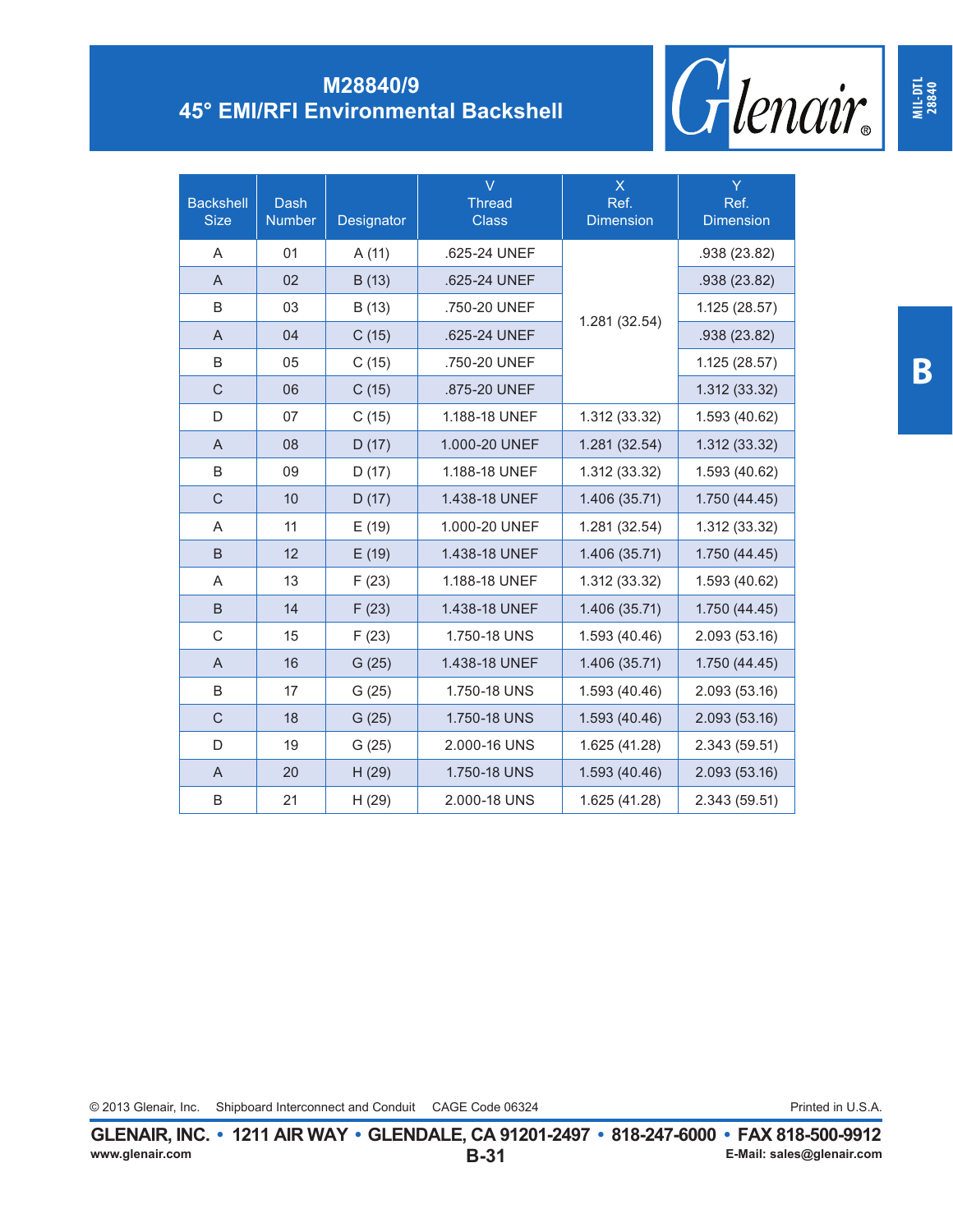# M28840/9
## 45° EMI/RFI Environmental Backshell

| Backshell Size | Dash Number | Designator | V Thread Class | X Ref. Dimension | Y Ref. Dimension |
|---|---|---|---|---|---|
| A | 01 | A (11) | .625-24 UNEF | 1.281 (32.54) | .938 (23.82) |
| A | 02 | B (13) | .625-24 UNEF | 1.281 (32.54) | .938 (23.82) |
| B | 03 | B (13) | .750-20 UNEF | 1.281 (32.54) | 1.125 (28.57) |
| A | 04 | C (15) | .625-24 UNEF | 1.281 (32.54) | .938 (23.82) |
| B | 05 | C (15) | .750-20 UNEF | 1.281 (32.54) | 1.125 (28.57) |
| C | 06 | C (15) | .875-20 UNEF | 1.281 (32.54) | 1.312 (33.32) |
| D | 07 | C (15) | 1.188-18 UNEF | 1.312 (33.32) | 1.593 (40.62) |
| A | 08 | D (17) | 1.000-20 UNEF | 1.281 (32.54) | 1.312 (33.32) |
| B | 09 | D (17) | 1.188-18 UNEF | 1.312 (33.32) | 1.593 (40.62) |
| C | 10 | D (17) | 1.438-18 UNEF | 1.406 (35.71) | 1.750 (44.45) |
| A | 11 | E (19) | 1.000-20 UNEF | 1.281 (32.54) | 1.312 (33.32) |
| B | 12 | E (19) | 1.438-18 UNEF | 1.406 (35.71) | 1.750 (44.45) |
| A | 13 | F (23) | 1.188-18 UNEF | 1.312 (33.32) | 1.593 (40.62) |
| B | 14 | F (23) | 1.438-18 UNEF | 1.406 (35.71) | 1.750 (44.45) |
| C | 15 | F (23) | 1.750-18 UNS | 1.593 (40.46) | 2.093 (53.16) |
| A | 16 | G (25) | 1.438-18 UNEF | 1.406 (35.71) | 1.750 (44.45) |
| B | 17 | G (25) | 1.750-18 UNS | 1.593 (40.46) | 2.093 (53.16) |
| C | 18 | G (25) | 1.750-18 UNS | 1.593 (40.46) | 2.093 (53.16) |
| D | 19 | G (25) | 2.000-16 UNS | 1.625 (41.28) | 2.343 (59.51) |
| A | 20 | H (29) | 1.750-18 UNS | 1.593 (40.46) | 2.093 (53.16) |
| B | 21 | H (29) | 2.000-18 UNS | 1.625 (41.28) | 2.343 (59.51) |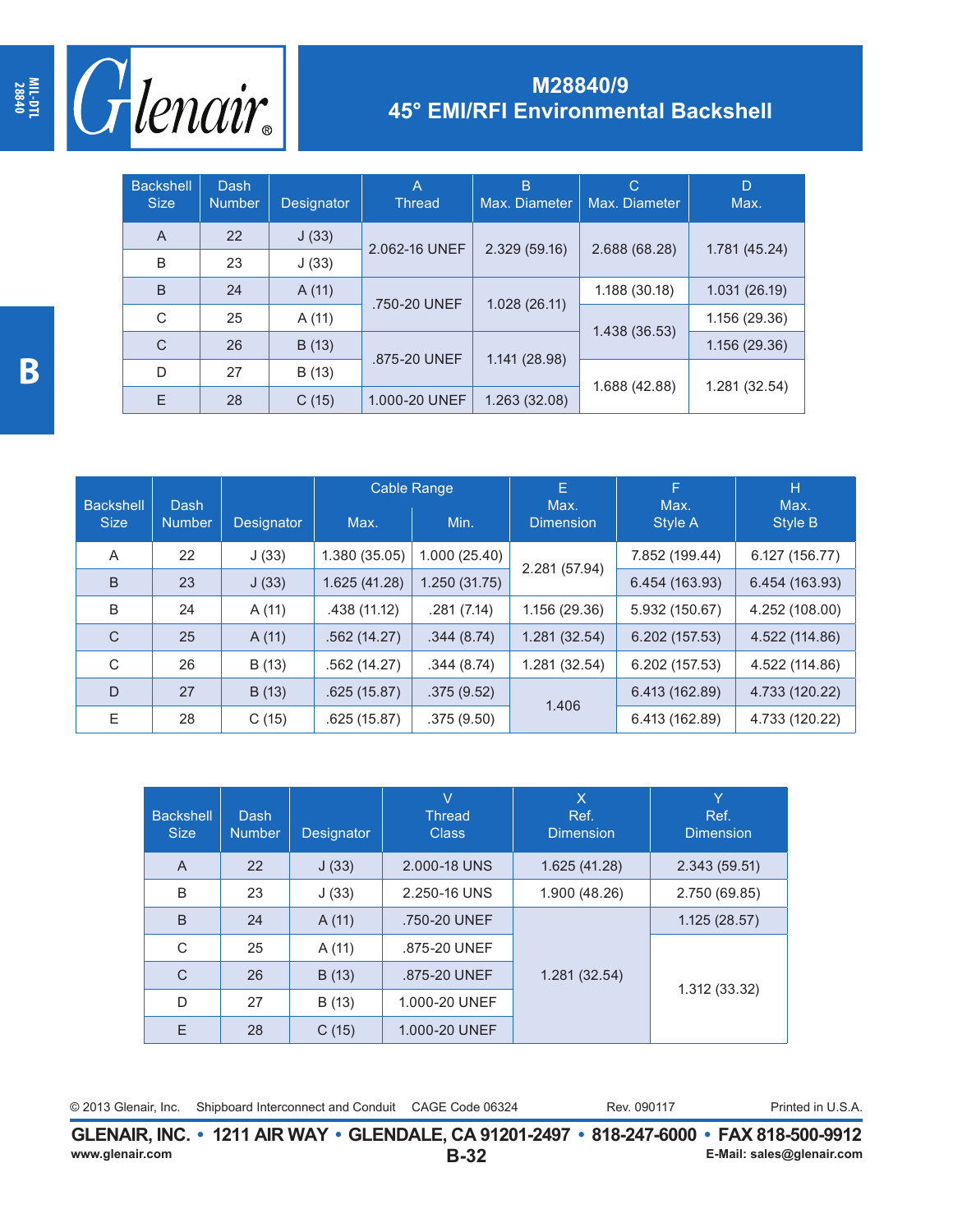# M28840/9
## 45° EMI/RFI Environmental Backshell

| Backshell Size | Dash Number | Designator | A Thread | B Max. Diameter | C Max. Diameter | D Max. |
|---|---|---|---|---|---|---|
| A | 22 | J (33) | 2.062-16 UNEF | 2.329 (59.16) | 2.688 (68.28) | 1.781 (45.24) |
| B | 23 | J (33) | 2.062-16 UNEF | 2.329 (59.16) | 2.688 (68.28) | 1.781 (45.24) |
| B | 24 | A (11) | .750-20 UNEF | 1.028 (26.11) | 1.188 (30.18) | 1.031 (26.19) |
| C | 25 | A (11) | .750-20 UNEF | 1.028 (26.11) | 1.438 (36.53) | 1.156 (29.36) |
| C | 26 | B (13) | .875-20 UNEF | 1.141 (28.98) | 1.438 (36.53) | 1.156 (29.36) |
| D | 27 | B (13) | .875-20 UNEF | 1.141 (28.98) | 1.688 (42.88) | 1.281 (32.54) |
| E | 28 | C (15) | 1.000-20 UNEF | 1.263 (32.08) | 1.688 (42.88) | 1.281 (32.54) |

| Backshell Size | Dash Number | Designator | Cable Range | | E Max. Dimension | F Max. Style A | H Max. Style B |
|---|---|---|---|---|---|---|---|
| | | | Max. | Min. | | | |
| A | 22 | J (33) | 1.380 (35.05) | 1.000 (25.40) | 2.281 (57.94) | 7.852 (199.44) | 6.127 (156.77) |
| B | 23 | J (33) | 1.625 (41.28) | 1.250 (31.75) | 2.281 (57.94) | 6.454 (163.93) | 6.454 (163.93) |
| B | 24 | A (11) | .438 (11.12) | .281 (7.14) | 1.156 (29.36) | 5.932 (150.67) | 4.252 (108.00) |
| C | 25 | A (11) | .562 (14.27) | .344 (8.74) | 1.281 (32.54) | 6.202 (157.53) | 4.522 (114.86) |
| C | 26 | B (13) | .562 (14.27) | .344 (8.74) | 1.281 (32.54) | 6.202 (157.53) | 4.522 (114.86) |
| D | 27 | B (13) | .625 (15.87) | .375 (9.52) | 1.406 | 6.413 (162.89) | 4.733 (120.22) |
| E | 28 | C (15) | .625 (15.87) | .375 (9.50) | 1.406 | 6.413 (162.89) | 4.733 (120.22) |

| Backshell Size | Dash Number | Designator | V Thread Class | X Ref. Dimension | Y Ref. Dimension |
|---|---|---|---|---|---|
| A | 22 | J (33) | 2.000-18 UNS | 1.625 (41.28) | 2.343 (59.51) |
| B | 23 | J (33) | 2.250-16 UNS | 1.900 (48.26) | 2.750 (69.85) |
| B | 24 | A (11) | .750-20 UNEF | 1.281 (32.54) | 1.125 (28.57) |
| C | 25 | A (11) | .875-20 UNEF | 1.281 (32.54) | 1.312 (33.32) |
| C | 26 | B (13) | .875-20 UNEF | 1.281 (32.54) | 1.312 (33.32) |
| D | 27 | B (13) | 1.000-20 UNEF | 1.281 (32.54) | 1.312 (33.32) |
| E | 28 | C (15) | 1.000-20 UNEF | 1.281 (32.54) | 1.312 (33.32) |

© 2013 Glenair, Inc. Shipboard Interconnect and Conduit CAGE Code 06324 Rev. 090117 Printed in U.S.A.

**GLENAIR, INC. • 1211 AIR WAY • GLENDALE, CA 91201-2497 • 818-247-6000 • FAX 818-500-9912**

www.glenair.com B-32 E-Mail: sales@glenair.com